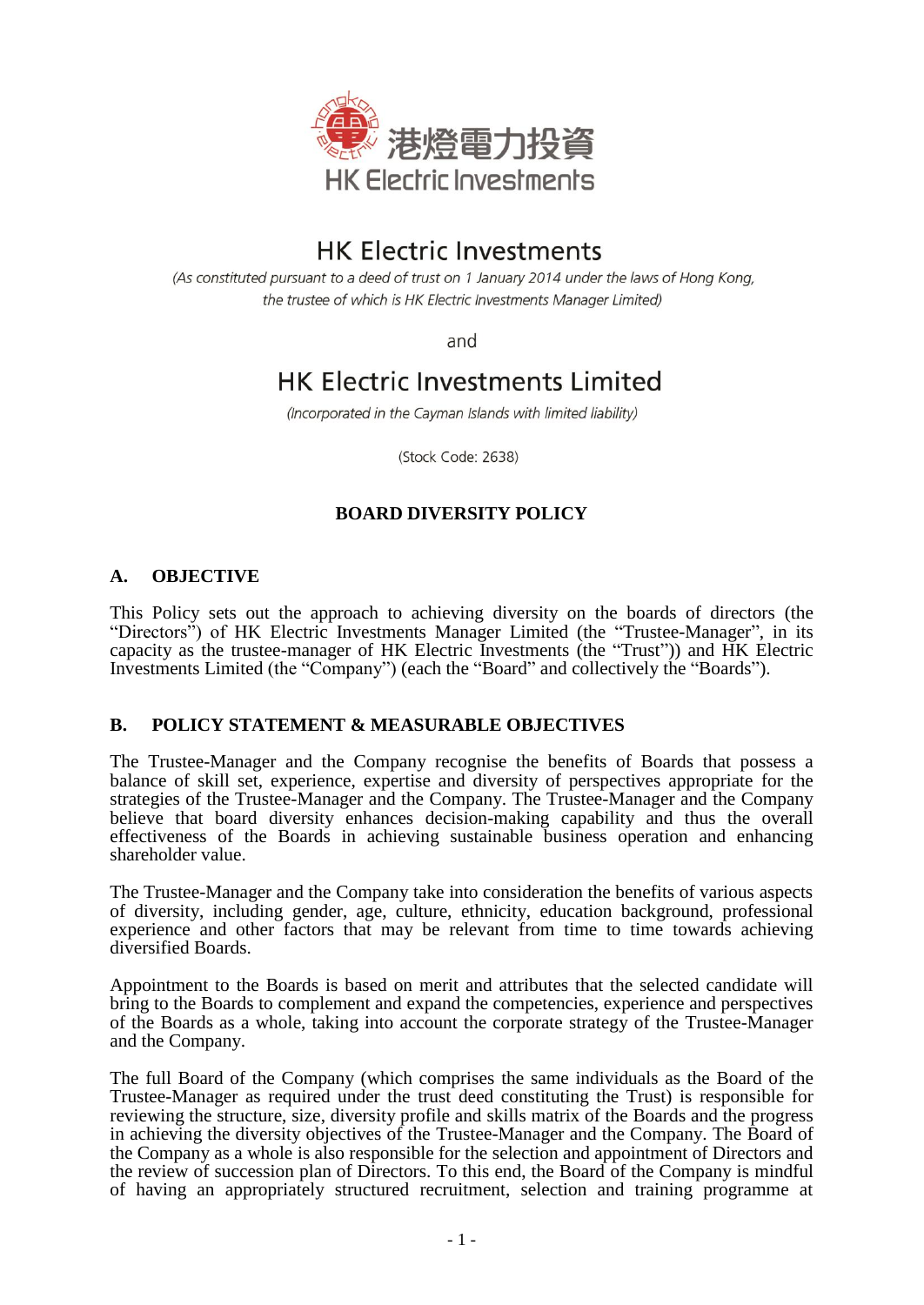港燈電力投資
HK Electric Investments

# HK Electric Investments

*(As constituted pursuant to a deed of trust on 1 January 2014 under the laws of Hong Kong, the trustee of which is HK Electric Investments Manager Limited)*

and

# HK Electric Investments Limited

*(Incorporated in the Cayman Islands with limited liability)*

(Stock Code: 2638)

## BOARD DIVERSITY POLICY

### A. OBJECTIVE

This Policy sets out the approach to achieving diversity on the boards of directors (the "Directors") of HK Electric Investments Manager Limited (the "Trustee-Manager", in its capacity as the trustee-manager of HK Electric Investments (the "Trust")) and HK Electric Investments Limited (the "Company") (each the "Board" and collectively the "Boards").

### B. POLICY STATEMENT & MEASURABLE OBJECTIVES

The Trustee-Manager and the Company recognise the benefits of Boards that possess a balance of skill set, experience, expertise and diversity of perspectives appropriate for the strategies of the Trustee-Manager and the Company. The Trustee-Manager and the Company believe that board diversity enhances decision-making capability and thus the overall effectiveness of the Boards in achieving sustainable business operation and enhancing shareholder value.

The Trustee-Manager and the Company take into consideration the benefits of various aspects of diversity, including gender, age, culture, ethnicity, education background, professional experience and other factors that may be relevant from time to time towards achieving diversified Boards.

Appointment to the Boards is based on merit and attributes that the selected candidate will bring to the Boards to complement and expand the competencies, experience and perspectives of the Boards as a whole, taking into account the corporate strategy of the Trustee-Manager and the Company.

The full Board of the Company (which comprises the same individuals as the Board of the Trustee-Manager as required under the trust deed constituting the Trust) is responsible for reviewing the structure, size, diversity profile and skills matrix of the Boards and the progress in achieving the diversity objectives of the Trustee-Manager and the Company. The Board of the Company as a whole is also responsible for the selection and appointment of Directors and the review of succession plan of Directors. To this end, the Board of the Company is mindful of having an appropriately structured recruitment, selection and training programme at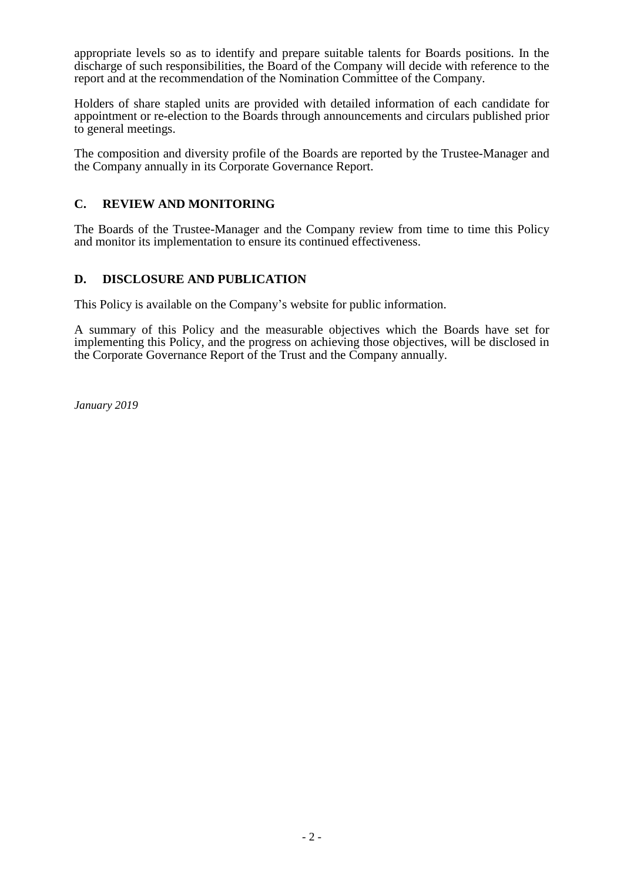appropriate levels so as to identify and prepare suitable talents for Boards positions. In the discharge of such responsibilities, the Board of the Company will decide with reference to the report and at the recommendation of the Nomination Committee of the Company.

Holders of share stapled units are provided with detailed information of each candidate for appointment or re-election to the Boards through announcements and circulars published prior to general meetings.

The composition and diversity profile of the Boards are reported by the Trustee-Manager and the Company annually in its Corporate Governance Report.

## C. REVIEW AND MONITORING

The Boards of the Trustee-Manager and the Company review from time to time this Policy and monitor its implementation to ensure its continued effectiveness.

## D. DISCLOSURE AND PUBLICATION

This Policy is available on the Company's website for public information.

A summary of this Policy and the measurable objectives which the Boards have set for implementing this Policy, and the progress on achieving those objectives, will be disclosed in the Corporate Governance Report of the Trust and the Company annually.

*January 2019*